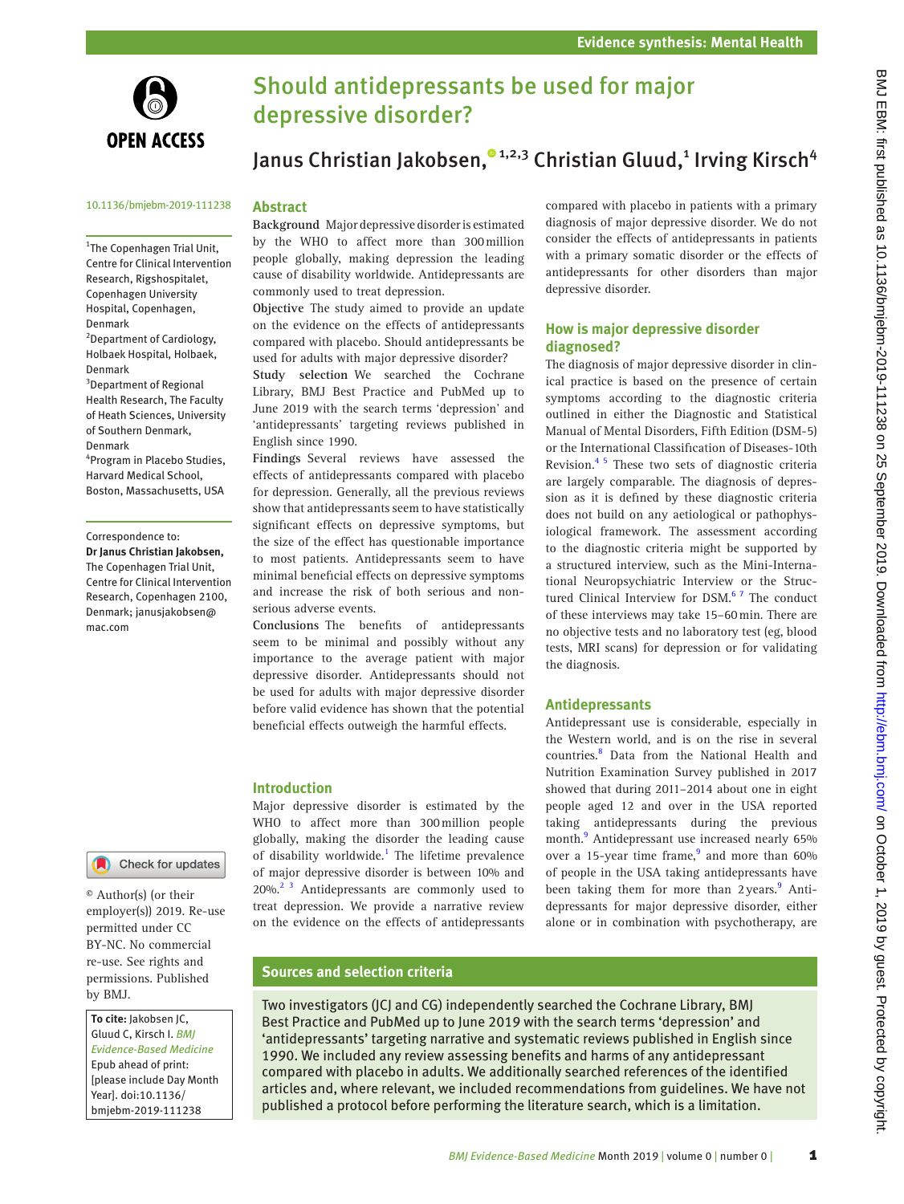# Should antidepressants be used for major depressive disorder?

Janus Christian Jakobsen,[1,2,3] Christian Gluud,[1] Irving Kirsch[4]

10.1136/bmjebm-2019-111238

[1]The Copenhagen Trial Unit, Centre for Clinical Intervention Research, Rigshospitalet, Copenhagen University Hospital, Copenhagen, Denmark
[2]Department of Cardiology, Holbaek Hospital, Holbaek, Denmark
[3]Department of Regional Health Research, The Faculty of Heath Sciences, University of Southern Denmark, Denmark
[4]Program in Placebo Studies, Harvard Medical School, Boston, Massachusetts, USA

Correspondence to:
**Dr Janus Christian Jakobsen,** The Copenhagen Trial Unit, Centre for Clinical Intervention Research, Copenhagen 2100, Denmark; janusjakobsen@mac.com

© Author(s) (or their employer(s)) 2019. Re-use permitted under CC BY-NC. No commercial re-use. See rights and permissions. Published by BMJ.

**To cite:** Jakobsen JC, Gluud C, Kirsch I. *BMJ Evidence-Based Medicine* Epub ahead of print: [please include Day Month Year]. doi:10.1136/bmjebm-2019-111238

## Abstract

**Background** Major depressive disorder is estimated by the WHO to affect more than 300 million people globally, making depression the leading cause of disability worldwide. Antidepressants are commonly used to treat depression.

**Objective** The study aimed to provide an update on the evidence on the effects of antidepressants compared with placebo. Should antidepressants be used for adults with major depressive disorder?

**Study selection** We searched the Cochrane Library, BMJ Best Practice and PubMed up to June 2019 with the search terms 'depression' and 'antidepressants' targeting reviews published in English since 1990.

**Findings** Several reviews have assessed the effects of antidepressants compared with placebo for depression. Generally, all the previous reviews show that antidepressants seem to have statistically significant effects on depressive symptoms, but the size of the effect has questionable importance to most patients. Antidepressants seem to have minimal beneficial effects on depressive symptoms and increase the risk of both serious and non-serious adverse events.

**Conclusions** The benefits of antidepressants seem to be minimal and possibly without any importance to the average patient with major depressive disorder. Antidepressants should not be used for adults with major depressive disorder before valid evidence has shown that the potential beneficial effects outweigh the harmful effects.

## Introduction

Major depressive disorder is estimated by the WHO to affect more than 300 million people globally, making the disorder the leading cause of disability worldwide.[1] The lifetime prevalence of major depressive disorder is between 10% and 20%.[2,3] Antidepressants are commonly used to treat depression. We provide a narrative review on the evidence on the effects of antidepressants compared with placebo in patients with a primary diagnosis of major depressive disorder. We do not consider the effects of antidepressants in patients with a primary somatic disorder or the effects of antidepressants for other disorders than major depressive disorder.

## How is major depressive disorder diagnosed?

The diagnosis of major depressive disorder in clinical practice is based on the presence of certain symptoms according to the diagnostic criteria outlined in either the Diagnostic and Statistical Manual of Mental Disorders, Fifth Edition (DSM-5) or the International Classification of Diseases-10th Revision.[4,5] These two sets of diagnostic criteria are largely comparable. The diagnosis of depression as it is defined by these diagnostic criteria does not build on any aetiological or pathophysiological framework. The assessment according to the diagnostic criteria might be supported by a structured interview, such as the Mini-International Neuropsychiatric Interview or the Structured Clinical Interview for DSM.[6,7] The conduct of these interviews may take 15–60 min. There are no objective tests and no laboratory test (eg, blood tests, MRI scans) for depression or for validating the diagnosis.

## Antidepressants

Antidepressant use is considerable, especially in the Western world, and is on the rise in several countries.[8] Data from the National Health and Nutrition Examination Survey published in 2017 showed that during 2011–2014 about one in eight people aged 12 and over in the USA reported taking antidepressants during the previous month.[9] Antidepressant use increased nearly 65% over a 15-year time frame,[9] and more than 60% of people in the USA taking antidepressants have been taking them for more than 2 years.[9] Antidepressants for major depressive disorder, either alone or in combination with psychotherapy, are

## Sources and selection criteria

Two investigators (JCJ and CG) independently searched the Cochrane Library, BMJ Best Practice and PubMed up to June 2019 with the search terms 'depression' and 'antidepressants' targeting narrative and systematic reviews published in English since 1990. We included any review assessing benefits and harms of any antidepressant compared with placebo in adults. We additionally searched references of the identified articles and, where relevant, we included recommendations from guidelines. We have not published a protocol before performing the literature search, which is a limitation.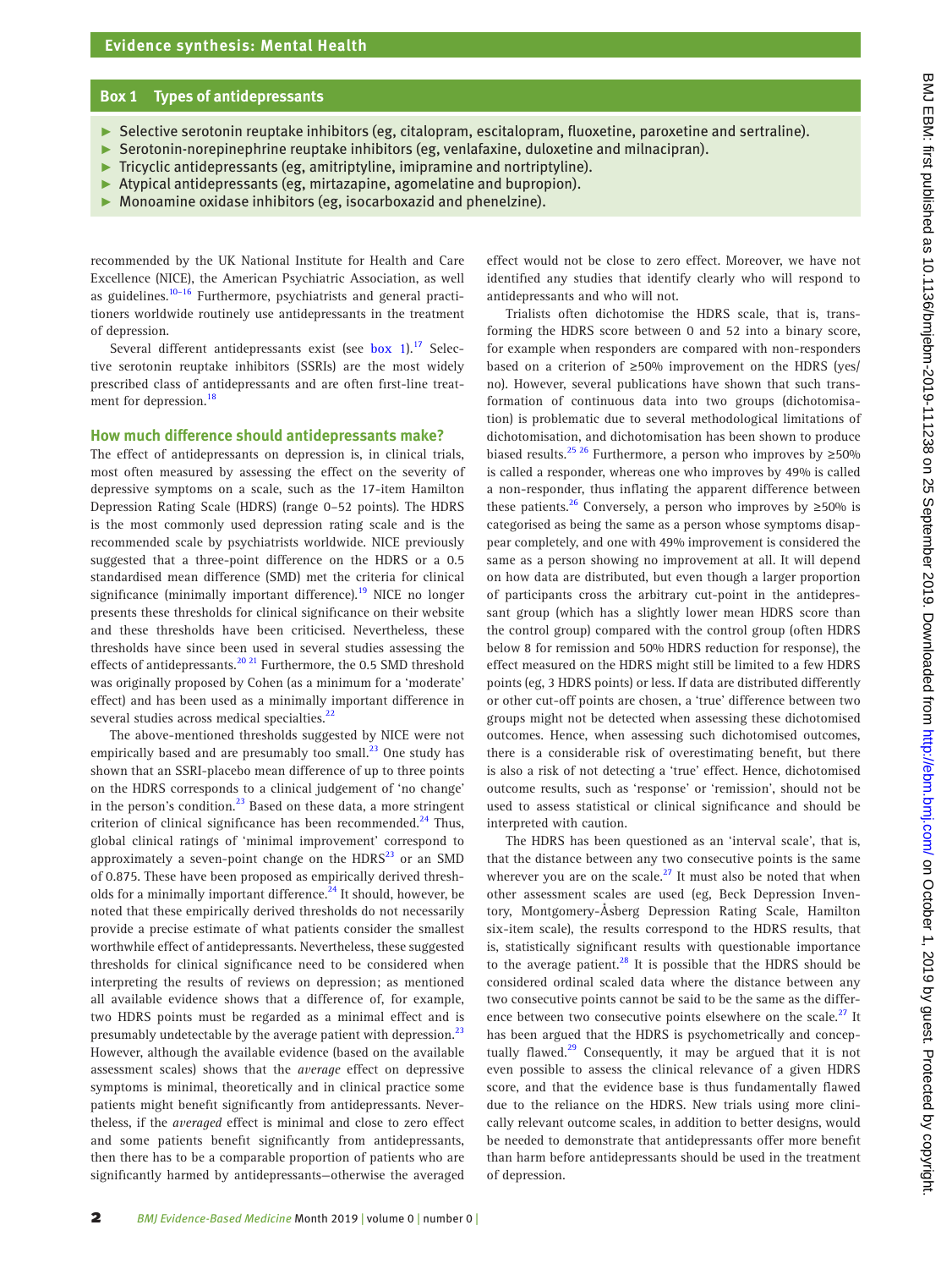## Box 1 Types of antidepressants

- Selective serotonin reuptake inhibitors (eg, citalopram, escitalopram, fluoxetine, paroxetine and sertraline).
- Serotonin-norepinephrine reuptake inhibitors (eg, venlafaxine, duloxetine and milnacipran).
- Tricyclic antidepressants (eg, amitriptyline, imipramine and nortriptyline).
- Atypical antidepressants (eg, mirtazapine, agomelatine and bupropion).
- Monoamine oxidase inhibitors (eg, isocarboxazid and phenelzine).

recommended by the UK National Institute for Health and Care Excellence (NICE), the American Psychiatric Association, as well as guidelines.[10–16] Furthermore, psychiatrists and general practitioners worldwide routinely use antidepressants in the treatment of depression.

Several different antidepressants exist (see box 1).[17] Selective serotonin reuptake inhibitors (SSRIs) are the most widely prescribed class of antidepressants and are often first-line treatment for depression.[18]

### How much difference should antidepressants make?

The effect of antidepressants on depression is, in clinical trials, most often measured by assessing the effect on the severity of depressive symptoms on a scale, such as the 17-item Hamilton Depression Rating Scale (HDRS) (range 0–52 points). The HDRS is the most commonly used depression rating scale and is the recommended scale by psychiatrists worldwide. NICE previously suggested that a three-point difference on the HDRS or a 0.5 standardised mean difference (SMD) met the criteria for clinical significance (minimally important difference).[19] NICE no longer presents these thresholds for clinical significance on their website and these thresholds have been criticised. Nevertheless, these thresholds have since been used in several studies assessing the effects of antidepressants.[20 21] Furthermore, the 0.5 SMD threshold was originally proposed by Cohen (as a minimum for a 'moderate' effect) and has been used as a minimally important difference in several studies across medical specialties.[22]

The above-mentioned thresholds suggested by NICE were not empirically based and are presumably too small.[23] One study has shown that an SSRI-placebo mean difference of up to three points on the HDRS corresponds to a clinical judgement of 'no change' in the person's condition.[23] Based on these data, a more stringent criterion of clinical significance has been recommended.[24] Thus, global clinical ratings of 'minimal improvement' correspond to approximately a seven-point change on the HDRS[23] or an SMD of 0.875. These have been proposed as empirically derived thresholds for a minimally important difference.[24] It should, however, be noted that these empirically derived thresholds do not necessarily provide a precise estimate of what patients consider the smallest worthwhile effect of antidepressants. Nevertheless, these suggested thresholds for clinical significance need to be considered when interpreting the results of reviews on depression; as mentioned all available evidence shows that a difference of, for example, two HDRS points must be regarded as a minimal effect and is presumably undetectable by the average patient with depression.[23] However, although the available evidence (based on the available assessment scales) shows that the *average* effect on depressive symptoms is minimal, theoretically and in clinical practice some patients might benefit significantly from antidepressants. Nevertheless, if the *averaged* effect is minimal and close to zero effect and some patients benefit significantly from antidepressants, then there has to be a comparable proportion of patients who are significantly harmed by antidepressants—otherwise the averaged effect would not be close to zero effect. Moreover, we have not identified any studies that identify clearly who will respond to antidepressants and who will not.

Trialists often dichotomise the HDRS scale, that is, transforming the HDRS score between 0 and 52 into a binary score, for example when responders are compared with non-responders based on a criterion of ≥50% improvement on the HDRS (yes/no). However, several publications have shown that such transformation of continuous data into two groups (dichotomisation) is problematic due to several methodological limitations of dichotomisation, and dichotomisation has been shown to produce biased results.[25 26] Furthermore, a person who improves by ≥50% is called a responder, whereas one who improves by 49% is called a non-responder, thus inflating the apparent difference between these patients.[26] Conversely, a person who improves by ≥50% is categorised as being the same as a person whose symptoms disappear completely, and one with 49% improvement is considered the same as a person showing no improvement at all. It will depend on how data are distributed, but even though a larger proportion of participants cross the arbitrary cut-point in the antidepressant group (which has a slightly lower mean HDRS score than the control group) compared with the control group (often HDRS below 8 for remission and 50% HDRS reduction for response), the effect measured on the HDRS might still be limited to a few HDRS points (eg, 3 HDRS points) or less. If data are distributed differently or other cut-off points are chosen, a 'true' difference between two groups might not be detected when assessing these dichotomised outcomes. Hence, when assessing such dichotomised outcomes, there is a considerable risk of overestimating benefit, but there is also a risk of not detecting a 'true' effect. Hence, dichotomised outcome results, such as 'response' or 'remission', should not be used to assess statistical or clinical significance and should be interpreted with caution.

The HDRS has been questioned as an 'interval scale', that is, that the distance between any two consecutive points is the same wherever you are on the scale.[27] It must also be noted that when other assessment scales are used (eg, Beck Depression Inventory, Montgomery-Åsberg Depression Rating Scale, Hamilton six-item scale), the results correspond to the HDRS results, that is, statistically significant results with questionable importance to the average patient.[28] It is possible that the HDRS should be considered ordinal scaled data where the distance between any two consecutive points cannot be said to be the same as the difference between two consecutive points elsewhere on the scale.[27] It has been argued that the HDRS is psychometrically and conceptually flawed.[29] Consequently, it may be argued that it is not even possible to assess the clinical relevance of a given HDRS score, and that the evidence base is thus fundamentally flawed due to the reliance on the HDRS. New trials using more clinically relevant outcome scales, in addition to better designs, would be needed to demonstrate that antidepressants offer more benefit than harm before antidepressants should be used in the treatment of depression.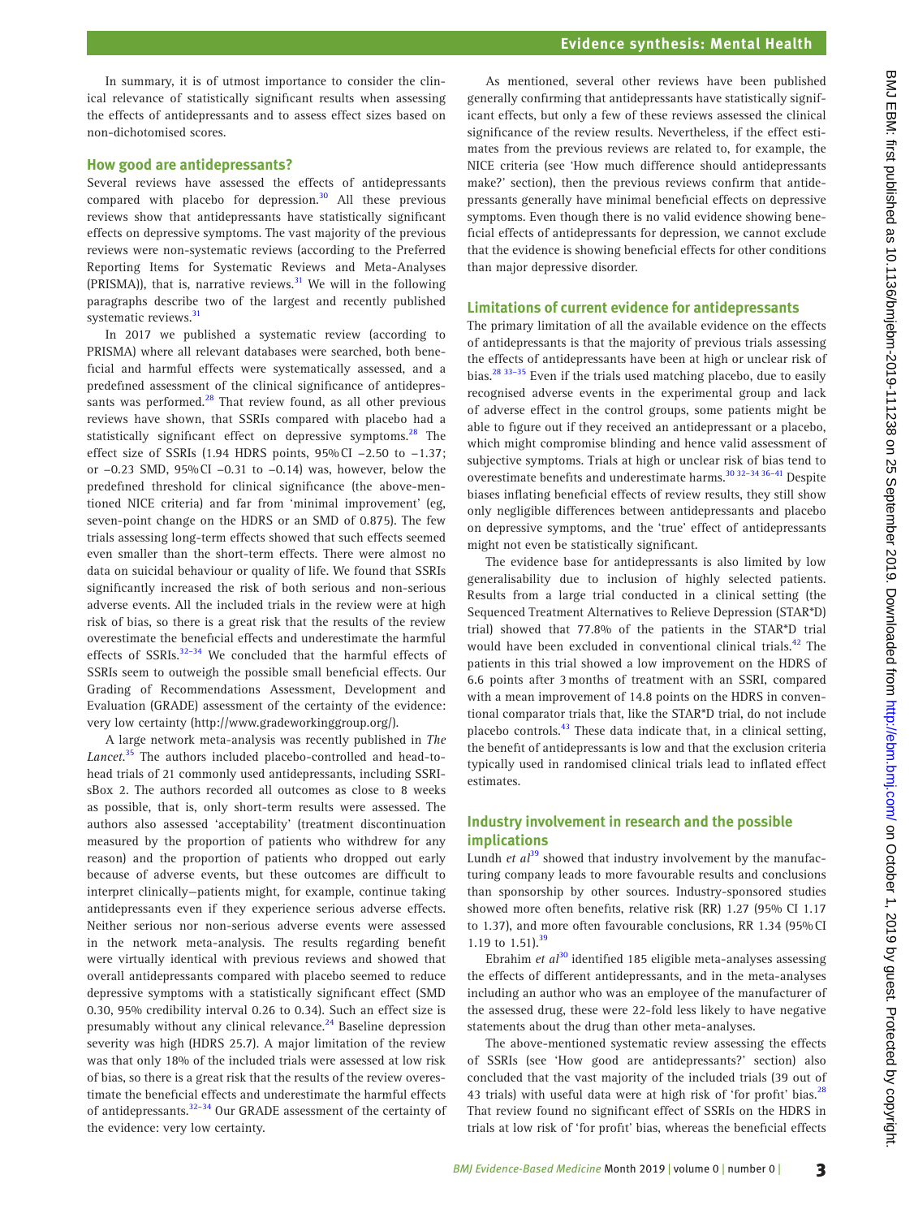In summary, it is of utmost importance to consider the clinical relevance of statistically significant results when assessing the effects of antidepressants and to assess effect sizes based on non-dichotomised scores.

## How good are antidepressants?

Several reviews have assessed the effects of antidepressants compared with placebo for depression.[30] All these previous reviews show that antidepressants have statistically significant effects on depressive symptoms. The vast majority of the previous reviews were non-systematic reviews (according to the Preferred Reporting Items for Systematic Reviews and Meta-Analyses (PRISMA)), that is, narrative reviews.[31] We will in the following paragraphs describe two of the largest and recently published systematic reviews.[31]

In 2017 we published a systematic review (according to PRISMA) where all relevant databases were searched, both beneficial and harmful effects were systematically assessed, and a predefined assessment of the clinical significance of antidepressants was performed.[28] That review found, as all other previous reviews have shown, that SSRIs compared with placebo had a statistically significant effect on depressive symptoms.[28] The effect size of SSRIs (1.94 HDRS points, 95% CI −2.50 to −1.37; or −0.23 SMD, 95% CI −0.31 to −0.14) was, however, below the predefined threshold for clinical significance (the above-mentioned NICE criteria) and far from 'minimal improvement' (eg, seven-point change on the HDRS or an SMD of 0.875). The few trials assessing long-term effects showed that such effects seemed even smaller than the short-term effects. There were almost no data on suicidal behaviour or quality of life. We found that SSRIs significantly increased the risk of both serious and non-serious adverse events. All the included trials in the review were at high risk of bias, so there is a great risk that the results of the review overestimate the beneficial effects and underestimate the harmful effects of SSRIs.[32–34] We concluded that the harmful effects of SSRIs seem to outweigh the possible small beneficial effects. Our Grading of Recommendations Assessment, Development and Evaluation (GRADE) assessment of the certainty of the evidence: very low certainty (http://www.gradeworkinggroup.org/).

A large network meta-analysis was recently published in *The Lancet*.[35] The authors included placebo-controlled and head-to-head trials of 21 commonly used antidepressants, including SSRIsBox 2. The authors recorded all outcomes as close to 8 weeks as possible, that is, only short-term results were assessed. The authors also assessed 'acceptability' (treatment discontinuation measured by the proportion of patients who withdrew for any reason) and the proportion of patients who dropped out early because of adverse events, but these outcomes are difficult to interpret clinically—patients might, for example, continue taking antidepressants even if they experience serious adverse effects. Neither serious nor non-serious adverse events were assessed in the network meta-analysis. The results regarding benefit were virtually identical with previous reviews and showed that overall antidepressants compared with placebo seemed to reduce depressive symptoms with a statistically significant effect (SMD 0.30, 95% credibility interval 0.26 to 0.34). Such an effect size is presumably without any clinical relevance.[24] Baseline depression severity was high (HDRS 25.7). A major limitation of the review was that only 18% of the included trials were assessed at low risk of bias, so there is a great risk that the results of the review overestimate the beneficial effects and underestimate the harmful effects of antidepressants.[32–34] Our GRADE assessment of the certainty of the evidence: very low certainty.

As mentioned, several other reviews have been published generally confirming that antidepressants have statistically significant effects, but only a few of these reviews assessed the clinical significance of the review results. Nevertheless, if the effect estimates from the previous reviews are related to, for example, the NICE criteria (see 'How much difference should antidepressants make?' section), then the previous reviews confirm that antidepressants generally have minimal beneficial effects on depressive symptoms. Even though there is no valid evidence showing beneficial effects of antidepressants for depression, we cannot exclude that the evidence is showing beneficial effects for other conditions than major depressive disorder.

## Limitations of current evidence for antidepressants

The primary limitation of all the available evidence on the effects of antidepressants is that the majority of previous trials assessing the effects of antidepressants have been at high or unclear risk of bias.[28 33–35] Even if the trials used matching placebo, due to easily recognised adverse events in the experimental group and lack of adverse effect in the control groups, some patients might be able to figure out if they received an antidepressant or a placebo, which might compromise blinding and hence valid assessment of subjective symptoms. Trials at high or unclear risk of bias tend to overestimate benefits and underestimate harms.[30 32–34 36–41] Despite biases inflating beneficial effects of review results, they still show only negligible differences between antidepressants and placebo on depressive symptoms, and the 'true' effect of antidepressants might not even be statistically significant.

The evidence base for antidepressants is also limited by low generalisability due to inclusion of highly selected patients. Results from a large trial conducted in a clinical setting (the Sequenced Treatment Alternatives to Relieve Depression (STAR*D) trial) showed that 77.8% of the patients in the STAR*D trial would have been excluded in conventional clinical trials.[42] The patients in this trial showed a low improvement on the HDRS of 6.6 points after 3 months of treatment with an SSRI, compared with a mean improvement of 14.8 points on the HDRS in conventional comparator trials that, like the STAR*D trial, do not include placebo controls.[43] These data indicate that, in a clinical setting, the benefit of antidepressants is low and that the exclusion criteria typically used in randomised clinical trials lead to inflated effect estimates.

## Industry involvement in research and the possible implications

Lundh *et al*[39] showed that industry involvement by the manufacturing company leads to more favourable results and conclusions than sponsorship by other sources. Industry-sponsored studies showed more often benefits, relative risk (RR) 1.27 (95% CI 1.17 to 1.37), and more often favourable conclusions, RR 1.34 (95% CI 1.19 to 1.51).[39]

Ebrahim *et al*[30] identified 185 eligible meta-analyses assessing the effects of different antidepressants, and in the meta-analyses including an author who was an employee of the manufacturer of the assessed drug, these were 22-fold less likely to have negative statements about the drug than other meta-analyses.

The above-mentioned systematic review assessing the effects of SSRIs (see 'How good are antidepressants?' section) also concluded that the vast majority of the included trials (39 out of 43 trials) with useful data were at high risk of 'for profit' bias.[28] That review found no significant effect of SSRIs on the HDRS in trials at low risk of 'for profit' bias, whereas the beneficial effects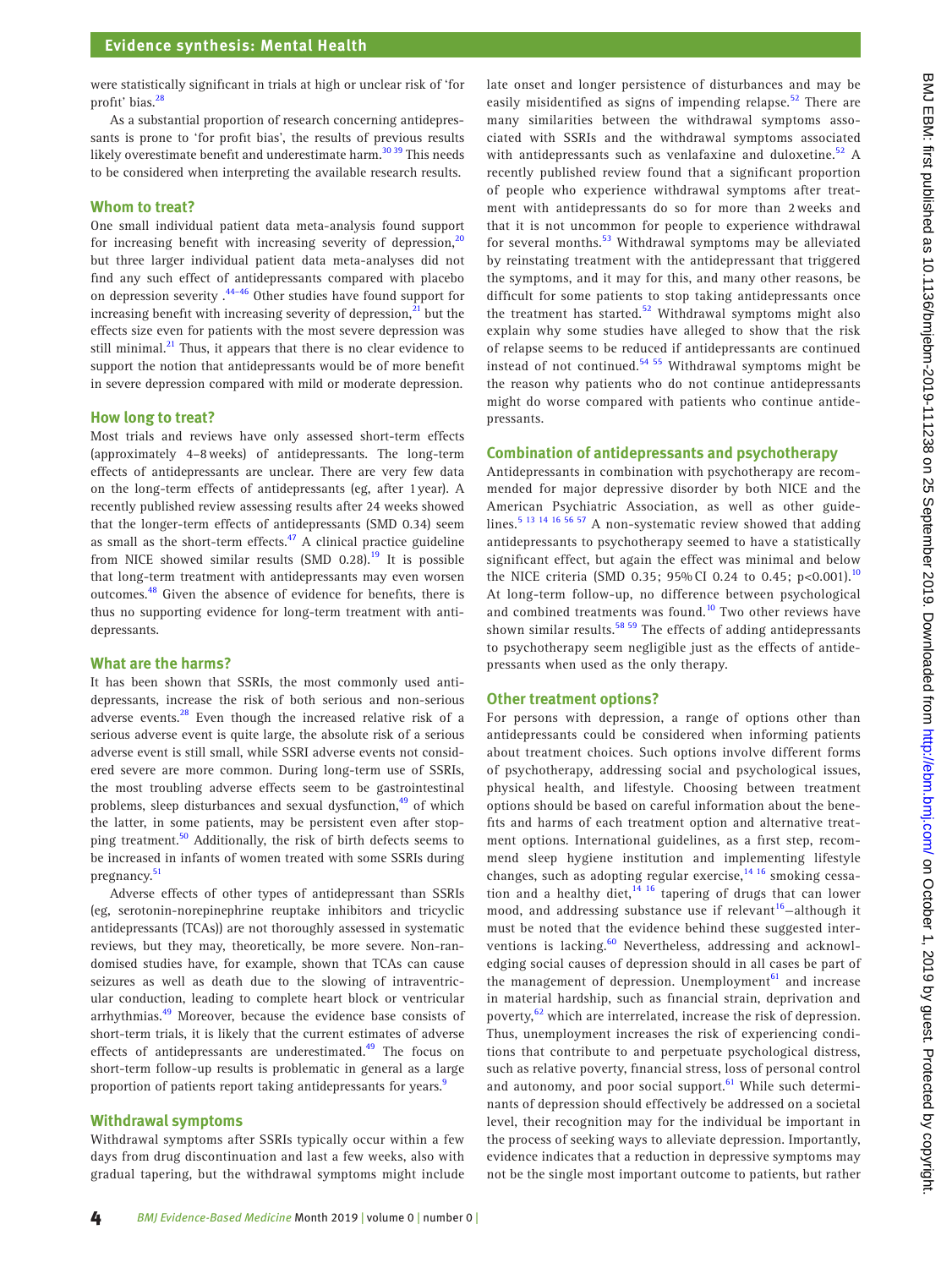were statistically significant in trials at high or unclear risk of 'for profit' bias.[28]

As a substantial proportion of research concerning antidepressants is prone to 'for profit bias', the results of previous results likely overestimate benefit and underestimate harm.[30 39] This needs to be considered when interpreting the available research results.

## Whom to treat?

One small individual patient data meta-analysis found support for increasing benefit with increasing severity of depression,[20] but three larger individual patient data meta-analyses did not find any such effect of antidepressants compared with placebo on depression severity .[44–46] Other studies have found support for increasing benefit with increasing severity of depression,[21] but the effects size even for patients with the most severe depression was still minimal.[21] Thus, it appears that there is no clear evidence to support the notion that antidepressants would be of more benefit in severe depression compared with mild or moderate depression.

## How long to treat?

Most trials and reviews have only assessed short-term effects (approximately 4–8 weeks) of antidepressants. The long-term effects of antidepressants are unclear. There are very few data on the long-term effects of antidepressants (eg, after 1 year). A recently published review assessing results after 24 weeks showed that the longer-term effects of antidepressants (SMD 0.34) seem as small as the short-term effects.[47] A clinical practice guideline from NICE showed similar results (SMD 0.28).[19] It is possible that long-term treatment with antidepressants may even worsen outcomes.[48] Given the absence of evidence for benefits, there is thus no supporting evidence for long-term treatment with antidepressants.

## What are the harms?

It has been shown that SSRIs, the most commonly used antidepressants, increase the risk of both serious and non-serious adverse events.[28] Even though the increased relative risk of a serious adverse event is quite large, the absolute risk of a serious adverse event is still small, while SSRI adverse events not considered severe are more common. During long-term use of SSRIs, the most troubling adverse effects seem to be gastrointestinal problems, sleep disturbances and sexual dysfunction,[49] of which the latter, in some patients, may be persistent even after stopping treatment.[50] Additionally, the risk of birth defects seems to be increased in infants of women treated with some SSRIs during pregnancy.[51]

Adverse effects of other types of antidepressant than SSRIs (eg, serotonin-norepinephrine reuptake inhibitors and tricyclic antidepressants (TCAs)) are not thoroughly assessed in systematic reviews, but they may, theoretically, be more severe. Non-randomised studies have, for example, shown that TCAs can cause seizures as well as death due to the slowing of intraventricular conduction, leading to complete heart block or ventricular arrhythmias.[49] Moreover, because the evidence base consists of short-term trials, it is likely that the current estimates of adverse effects of antidepressants are underestimated.[49] The focus on short-term follow-up results is problematic in general as a large proportion of patients report taking antidepressants for years.[9]

## Withdrawal symptoms

Withdrawal symptoms after SSRIs typically occur within a few days from drug discontinuation and last a few weeks, also with gradual tapering, but the withdrawal symptoms might include late onset and longer persistence of disturbances and may be easily misidentified as signs of impending relapse.[52] There are many similarities between the withdrawal symptoms associated with SSRIs and the withdrawal symptoms associated with antidepressants such as venlafaxine and duloxetine.[52] A recently published review found that a significant proportion of people who experience withdrawal symptoms after treatment with antidepressants do so for more than 2 weeks and that it is not uncommon for people to experience withdrawal for several months.[53] Withdrawal symptoms may be alleviated by reinstating treatment with the antidepressant that triggered the symptoms, and it may for this, and many other reasons, be difficult for some patients to stop taking antidepressants once the treatment has started.[52] Withdrawal symptoms might also explain why some studies have alleged to show that the risk of relapse seems to be reduced if antidepressants are continued instead of not continued.[54 55] Withdrawal symptoms might be the reason why patients who do not continue antidepressants might do worse compared with patients who continue antidepressants.

## Combination of antidepressants and psychotherapy

Antidepressants in combination with psychotherapy are recommended for major depressive disorder by both NICE and the American Psychiatric Association, as well as other guidelines.[5 13 14 16 56 57] A non-systematic review showed that adding antidepressants to psychotherapy seemed to have a statistically significant effect, but again the effect was minimal and below the NICE criteria (SMD 0.35; 95% CI 0.24 to 0.45; $p<0.001$).[10] At long-term follow-up, no difference between psychological and combined treatments was found.[10] Two other reviews have shown similar results.[58 59] The effects of adding antidepressants to psychotherapy seem negligible just as the effects of antidepressants when used as the only therapy.

## Other treatment options?

For persons with depression, a range of options other than antidepressants could be considered when informing patients about treatment choices. Such options involve different forms of psychotherapy, addressing social and psychological issues, physical health, and lifestyle. Choosing between treatment options should be based on careful information about the benefits and harms of each treatment option and alternative treatment options. International guidelines, as a first step, recommend sleep hygiene institution and implementing lifestyle changes, such as adopting regular exercise,[14 16] smoking cessation and a healthy diet,[14 16] tapering of drugs that can lower mood, and addressing substance use if relevant[16]—although it must be noted that the evidence behind these suggested interventions is lacking.[60] Nevertheless, addressing and acknowledging social causes of depression should in all cases be part of the management of depression. Unemployment[61] and increase in material hardship, such as financial strain, deprivation and poverty,[62] which are interrelated, increase the risk of depression. Thus, unemployment increases the risk of experiencing conditions that contribute to and perpetuate psychological distress, such as relative poverty, financial stress, loss of personal control and autonomy, and poor social support.[61] While such determinants of depression should effectively be addressed on a societal level, their recognition may for the individual be important in the process of seeking ways to alleviate depression. Importantly, evidence indicates that a reduction in depressive symptoms may not be the single most important outcome to patients, but rather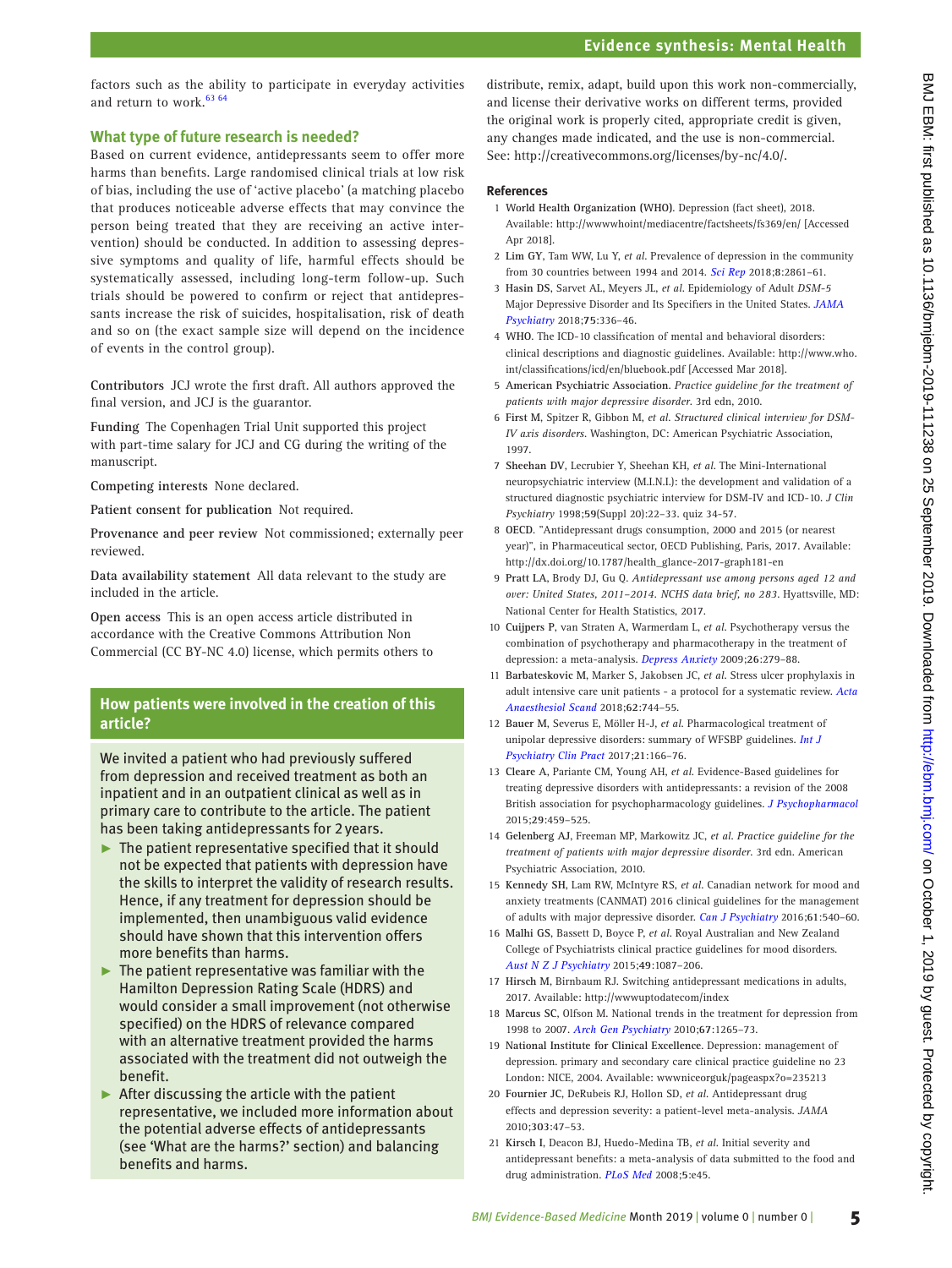factors such as the ability to participate in everyday activities and return to work.[63 64]

## What type of future research is needed?

Based on current evidence, antidepressants seem to offer more harms than benefits. Large randomised clinical trials at low risk of bias, including the use of 'active placebo' (a matching placebo that produces noticeable adverse effects that may convince the person being treated that they are receiving an active intervention) should be conducted. In addition to assessing depressive symptoms and quality of life, harmful effects should be systematically assessed, including long-term follow-up. Such trials should be powered to confirm or reject that antidepressants increase the risk of suicides, hospitalisation, risk of death and so on (the exact sample size will depend on the incidence of events in the control group).

**Contributors** JCJ wrote the first draft. All authors approved the final version, and JCJ is the guarantor.

**Funding** The Copenhagen Trial Unit supported this project with part-time salary for JCJ and CG during the writing of the manuscript.

**Competing interests** None declared.

**Patient consent for publication** Not required.

**Provenance and peer review** Not commissioned; externally peer reviewed.

**Data availability statement** All data relevant to the study are included in the article.

**Open access** This is an open access article distributed in accordance with the Creative Commons Attribution Non Commercial (CC BY-NC 4.0) license, which permits others to distribute, remix, adapt, build upon this work non-commercially, and license their derivative works on different terms, provided the original work is properly cited, appropriate credit is given, any changes made indicated, and the use is non-commercial. See: http://creativecommons.org/licenses/by-nc/4.0/.

## How patients were involved in the creation of this article?

We invited a patient who had previously suffered from depression and received treatment as both an inpatient and in an outpatient clinical as well as in primary care to contribute to the article. The patient has been taking antidepressants for 2 years.

- The patient representative specified that it should not be expected that patients with depression have the skills to interpret the validity of research results. Hence, if any treatment for depression should be implemented, then unambiguous valid evidence should have shown that this intervention offers more benefits than harms.
- The patient representative was familiar with the Hamilton Depression Rating Scale (HDRS) and would consider a small improvement (not otherwise specified) on the HDRS of relevance compared with an alternative treatment provided the harms associated with the treatment did not outweigh the benefit.
- After discussing the article with the patient representative, we included more information about the potential adverse effects of antidepressants (see 'What are the harms?' section) and balancing benefits and harms.

## References

1. **World Health Organization (WHO)**. Depression (fact sheet), 2018. Available: http://wwwwhoint/mediacentre/factsheets/fs369/en/ [Accessed Apr 2018].
2. **Lim GY**, Tam WW, Lu Y, *et al*. Prevalence of depression in the community from 30 countries between 1994 and 2014. *Sci Rep* 2018;**8**:2861–61.
3. **Hasin DS**, Sarvet AL, Meyers JL, *et al*. Epidemiology of Adult *DSM-5* Major Depressive Disorder and Its Specifiers in the United States. *JAMA Psychiatry* 2018;**75**:336–46.
4. **WHO**. The ICD-10 classification of mental and behavioral disorders: clinical descriptions and diagnostic guidelines. Available: http://www.who.int/classifications/icd/en/bluebook.pdf [Accessed Mar 2018].
5. **American Psychiatric Association**. *Practice guideline for the treatment of patients with major depressive disorder*. 3rd edn, 2010.
6. **First M**, Spitzer R, Gibbon M, *et al*. *Structured clinical interview for DSM-IV axis disorders*. Washington, DC: American Psychiatric Association, 1997.
7. **Sheehan DV**, Lecrubier Y, Sheehan KH, *et al*. The Mini-International neuropsychiatric interview (M.I.N.I.): the development and validation of a structured diagnostic psychiatric interview for DSM-IV and ICD-10. *J Clin Psychiatry* 1998;**59**(Suppl 20):22–33. quiz 34-57.
8. **OECD**. "Antidepressant drugs consumption, 2000 and 2015 (or nearest year)", in Pharmaceutical sector, OECD Publishing, Paris, 2017. Available: http://dx.doi.org/10.1787/health_glance-2017-graph181-en
9. **Pratt LA**, Brody DJ, Gu Q. *Antidepressant use among persons aged 12 and over: United States, 2011–2014. NCHS data brief, no 283*. Hyattsville, MD: National Center for Health Statistics, 2017.
10. **Cuijpers P**, van Straten A, Warmerdam L, *et al*. Psychotherapy versus the combination of psychotherapy and pharmacotherapy in the treatment of depression: a meta-analysis. *Depress Anxiety* 2009;**26**:279–88.
11. **Barbateskovic M**, Marker S, Jakobsen JC, *et al*. Stress ulcer prophylaxis in adult intensive care unit patients - a protocol for a systematic review. *Acta Anaesthesiol Scand* 2018;**62**:744–55.
12. **Bauer M**, Severus E, Möller H-J, *et al*. Pharmacological treatment of unipolar depressive disorders: summary of WFSBP guidelines. *Int J Psychiatry Clin Pract* 2017;**21**:166–76.
13. **Cleare A**, Pariante CM, Young AH, *et al*. Evidence-Based guidelines for treating depressive disorders with antidepressants: a revision of the 2008 British association for psychopharmacology guidelines. *J Psychopharmacol* 2015;**29**:459–525.
14. **Gelenberg AJ**, Freeman MP, Markowitz JC, *et al*. *Practice guideline for the treatment of patients with major depressive disorder*. 3rd edn. American Psychiatric Association, 2010.
15. **Kennedy SH**, Lam RW, McIntyre RS, *et al*. Canadian network for mood and anxiety treatments (CANMAT) 2016 clinical guidelines for the management of adults with major depressive disorder. *Can J Psychiatry* 2016;**61**:540–60.
16. **Malhi GS**, Bassett D, Boyce P, *et al*. Royal Australian and New Zealand College of Psychiatrists clinical practice guidelines for mood disorders. *Aust N Z J Psychiatry* 2015;**49**:1087–206.
17. **Hirsch M**, Birnbaum RJ. Switching antidepressant medications in adults, 2017. Available: http://wwwuptodatecom/index
18. **Marcus SC**, Olfson M. National trends in the treatment for depression from 1998 to 2007. *Arch Gen Psychiatry* 2010;**67**:1265–73.
19. **National Institute for Clinical Excellence**. Depression: management of depression. primary and secondary care clinical practice guideline no 23 London: NICE, 2004. Available: wwwniceorguk/pageaspx?o=235213
20. **Fournier JC**, DeRubeis RJ, Hollon SD, *et al*. Antidepressant drug effects and depression severity: a patient-level meta-analysis. *JAMA* 2010;**303**:47–53.
21. **Kirsch I**, Deacon BJ, Huedo-Medina TB, *et al*. Initial severity and antidepressant benefits: a meta-analysis of data submitted to the food and drug administration. *PLoS Med* 2008;**5**:e45.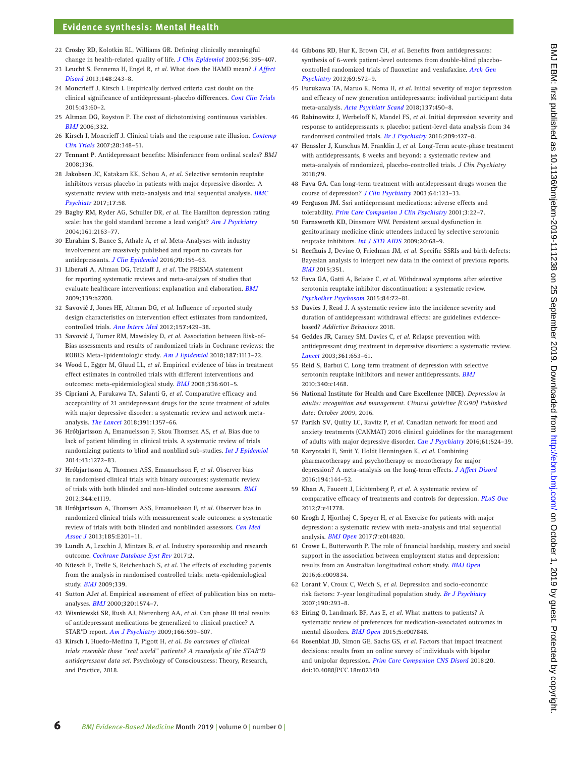22. **Crosby RD**, Kolotkin RL, Williams GR. Defining clinically meaningful change in health-related quality of life. *J Clin Epidemiol* 2003;**56**:395–407.
23. **Leucht S**, Fennema H, Engel R, *et al*. What does the HAMD mean? *J Affect Disord* 2013;**148**:243–8.
24. **Moncrieff J**, Kirsch I. Empirically derived criteria cast doubt on the clinical significance of antidepressant-placebo differences. *Cont Clin Trials* 2015;**43**:60–2.
25. **Altman DG**, Royston P. The cost of dichotomising continuous variables. *BMJ* 2006;**332**.
26. **Kirsch I**, Moncrieff J. Clinical trials and the response rate illusion. *Contemp Clin Trials* 2007;**28**:348–51.
27. **Tennant P**. Antidepressant benefits: Misinference from ordinal scales? *BMJ* 2008;**336**.
28. **Jakobsen JC**, Katakam KK, Schou A, *et al*. Selective serotonin reuptake inhibitors versus placebo in patients with major depressive disorder. A systematic review with meta-analysis and trial sequential analysis. *BMC Psychiatr* 2017;**17**:58.
29. **Bagby RM**, Ryder AG, Schuller DR, *et al*. The Hamilton depression rating scale: has the gold standard become a lead weight? *Am J Psychiatry* 2004;**161**:2163–77.
30. **Ebrahim S**, Bance S, Athale A, *et al*. Meta-Analyses with industry involvement are massively published and report no caveats for antidepressants. *J Clin Epidemiol* 2016;**70**:155–63.
31. **Liberati A**, Altman DG, Tetzlaff J, *et al*. The PRISMA statement for reporting systematic reviews and meta-analyses of studies that evaluate healthcare interventions: explanation and elaboration. *BMJ* 2009;**339**:b2700.
32. **Savović J**, Jones HE, Altman DG, *et al*. Influence of reported study design characteristics on intervention effect estimates from randomized, controlled trials. *Ann Intern Med* 2012;**157**:429–38.
33. **Savović J**, Turner RM, Mawdsley D, *et al*. Association between Risk-of-Bias assessments and results of randomized trials in Cochrane reviews: the ROBES Meta-Epidemiologic study. *Am J Epidemiol* 2018;**187**:1113–22.
34. **Wood L**, Egger M, Gluud LL, *et al*. Empirical evidence of bias in treatment effect estimates in controlled trials with different interventions and outcomes: meta-epidemiological study. *BMJ* 2008;**336**:601–5.
35. **Cipriani A**, Furukawa TA, Salanti G, *et al*. Comparative efficacy and acceptability of 21 antidepressant drugs for the acute treatment of adults with major depressive disorder: a systematic review and network meta-analysis. *The Lancet* 2018;**391**:1357–66.
36. **Hróbjartsson A**, Emanuelsson F, Skou Thomsen AS, *et al*. Bias due to lack of patient blinding in clinical trials. A systematic review of trials randomizing patients to blind and nonblind sub-studies. *Int J Epidemiol* 2014;**43**:1272–83.
37. **Hróbjartsson A**, Thomsen ASS, Emanuelsson F, *et al*. Observer bias in randomised clinical trials with binary outcomes: systematic review of trials with both blinded and non-blinded outcome assessors. *BMJ* 2012;**344**:e1119.
38. **Hróbjartsson A**, Thomsen ASS, Emanuelsson F, *et al*. Observer bias in randomized clinical trials with measurement scale outcomes: a systematic review of trials with both blinded and nonblinded assessors. *Can Med Assoc J* 2013;**185**:E201–11.
39. **Lundh A**, Lexchin J, Mintzes B, *et al*. Industry sponsorship and research outcome. *Cochrane Database Syst Rev* 2017;**2**.
40. **Nüesch E**, Trelle S, Reichenbach S, *et al*. The effects of excluding patients from the analysis in randomised controlled trials: meta-epidemiological study. *BMJ* 2009;**339**.
41. **Sutton AJ***et al*. Empirical assessment of effect of publication bias on meta-analyses. *BMJ* 2000;**320**:1574–7.
42. **Wisniewski SR**, Rush AJ, Nierenberg AA, *et al*. Can phase III trial results of antidepressant medications be generalized to clinical practice? A STAR*D report. *Am J Psychiatry* 2009;**166**:599–607.
43. **Kirsch I**, Huedo-Medina T, Pigott H, *et al*. *Do outcomes of clinical trials resemble those "real world" patients? A reanalysis of the STAR*D antidepressant data set*. Psychology of Consciousness: Theory, Research, and Practice, 2018.
44. **Gibbons RD**, Hur K, Brown CH, *et al*. Benefits from antidepressants: synthesis of 6-week patient-level outcomes from double-blind placebo-controlled randomized trials of fluoxetine and venlafaxine. *Arch Gen Psychiatry* 2012;**69**:572–9.
45. **Furukawa TA**, Maruo K, Noma H, *et al*. Initial severity of major depression and efficacy of new generation antidepressants: individual participant data meta-analysis. *Acta Psychiatr Scand* 2018;**137**:450–8.
46. **Rabinowitz J**, Werbeloff N, Mandel FS, *et al*. Initial depression severity and response to antidepressants *v*. placebo: patient-level data analysis from 34 randomised controlled trials. *Br J Psychiatry* 2016;**209**:427–8.
47. **Henssler J**, Kurschus M, Franklin J, *et al*. Long-Term acute-phase treatment with antidepressants, 8 weeks and beyond: a systematic review and meta-analysis of randomized, placebo-controlled trials. *J Clin Psychiatry* 2018;**79**.
48. **Fava GA**. Can long-term treatment with antidepressant drugs worsen the course of depression? *J Clin Psychiatry* 2003;**64**:123–33.
49. **Ferguson JM**. Ssri antidepressant medications: adverse effects and tolerability. *Prim Care Companion J Clin Psychiatry* 2001;**3**:22–7.
50. **Farnsworth KD**, Dinsmore WW. Persistent sexual dysfunction in genitourinary medicine clinic attendees induced by selective serotonin reuptake inhibitors. *Int J STD AIDS* 2009;**20**:68–9.
51. **Reefhuis J**, Devine O, Friedman JM, *et al*. Specific SSRIs and birth defects: Bayesian analysis to interpret new data in the context of previous reports. *BMJ* 2015;**351**.
52. **Fava GA**, Gatti A, Belaise C, *et al*. Withdrawal symptoms after selective serotonin reuptake inhibitor discontinuation: a systematic review. *Psychother Psychosom* 2015;**84**:72–81.
53. **Davies J**, Read J. A systematic review into the incidence severity and duration of antidepressant withdrawal effects: are guidelines evidence-based? *Addictive Behaviors* 2018.
54. **Geddes JR**, Carney SM, Davies C, *et al*. Relapse prevention with antidepressant drug treatment in depressive disorders: a systematic review. *Lancet* 2003;**361**:653–61.
55. **Reid S**, Barbui C. Long term treatment of depression with selective serotonin reuptake inhibitors and newer antidepressants. *BMJ* 2010;**340**:c1468.
56. **National Institute for Health and Care Excellence (NICE)**. *Depression in adults: recognition and management. Clinical guideline [CG90] Published date: October 2009*, 2016.
57. **Parikh SV**, Quilty LC, Ravitz P, *et al*. Canadian network for mood and anxiety treatments (CANMAT) 2016 clinical guidelines for the management of adults with major depressive disorder. *Can J Psychiatry* 2016;**61**:524–39.
58. **Karyotaki E**, Smit Y, Holdt Henningsen K, *et al*. Combining pharmacotherapy and psychotherapy or monotherapy for major depression? A meta-analysis on the long-term effects. *J Affect Disord* 2016;**194**:144–52.
59. **Khan A**, Faucett J, Lichtenberg P, *et al*. A systematic review of comparative efficacy of treatments and controls for depression. *PLoS One* 2012;**7**:e41778.
60. **Krogh J**, Hjorthøj C, Speyer H, *et al*. Exercise for patients with major depression: a systematic review with meta-analysis and trial sequential analysis. *BMJ Open* 2017;**7**:e014820.
61. **Crowe L**, Butterworth P. The role of financial hardship, mastery and social support in the association between employment status and depression: results from an Australian longitudinal cohort study. *BMJ Open* 2016;**6**:e009834.
62. **Lorant V**, Croux C, Weich S, *et al*. Depression and socio-economic risk factors: 7-year longitudinal population study. *Br J Psychiatry* 2007;**190**:293–8.
63. **Eiring O**, Landmark BF, Aas E, *et al*. What matters to patients? A systematic review of preferences for medication-associated outcomes in mental disorders. *BMJ Open* 2015;**5**:e007848.
64. **Rosenblat JD**, Simon GE, Sachs GS, *et al*. Factors that impact treatment decisions: results from an online survey of individuals with bipolar and unipolar depression. *Prim Care Companion CNS Disord* 2018;**20**. doi:10.4088/PCC.18m02340